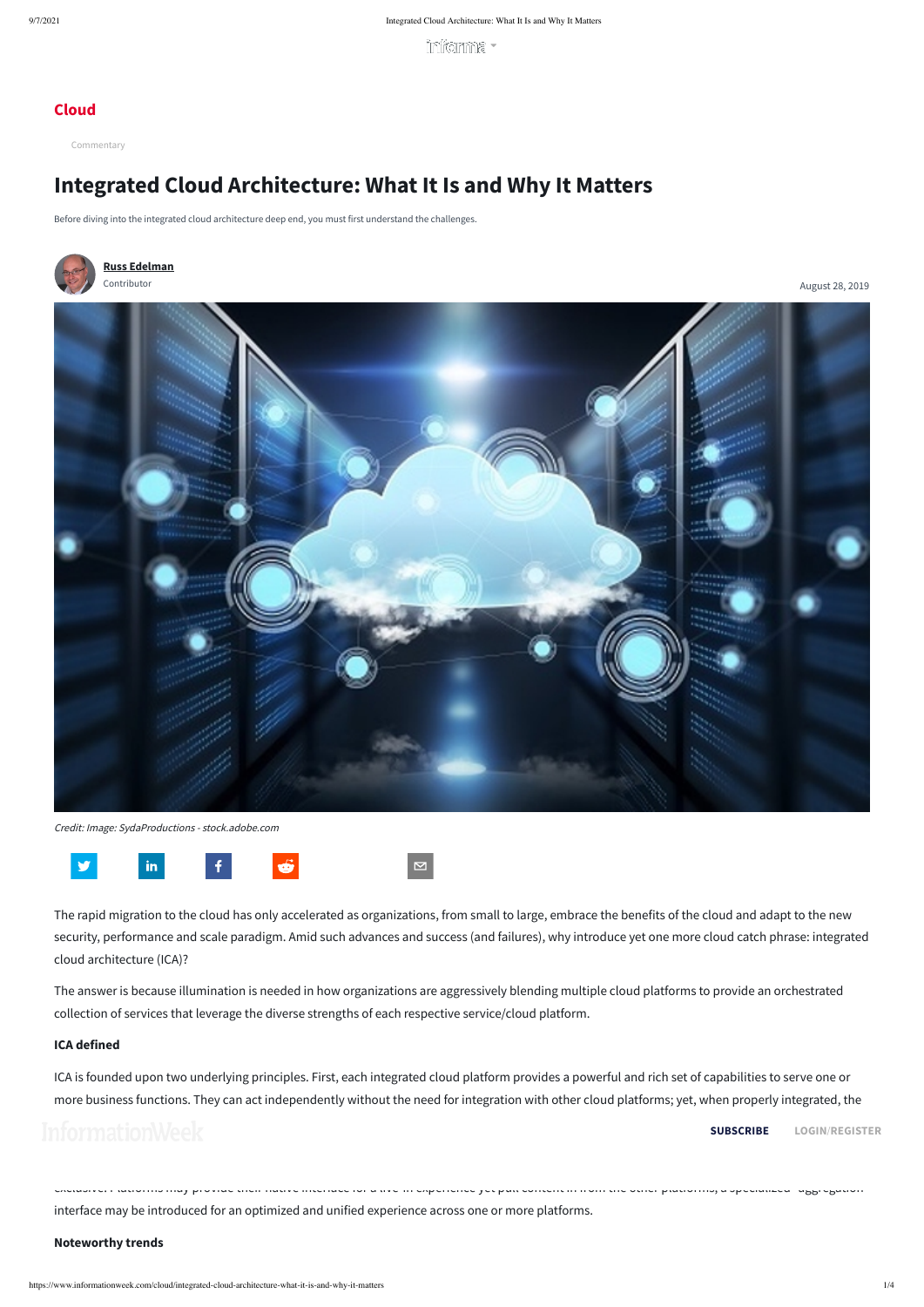Cloud

Commentary

# Integrated Cloud Architecture: What It Is and Why It Matters

Before diving into the integrated cloud architecture deep end, you must first understand the challenges.

**Russ Edelman**
Contributor

August 28, 2019

*Credit: Image: SydaProductions - stock.adobe.com*

The rapid migration to the cloud has only accelerated as organizations, from small to large, embrace the benefits of the cloud and adapt to the new security, performance and scale paradigm. Amid such advances and success (and failures), why introduce yet one more cloud catch phrase: integrated cloud architecture (ICA)?

The answer is because illumination is needed in how organizations are aggressively blending multiple cloud platforms to provide an orchestrated collection of services that leverage the diverse strengths of each respective service/cloud platform.

**ICA defined**

ICA is founded upon two underlying principles. First, each integrated cloud platform provides a powerful and rich set of capabilities to serve one or more business functions. They can act independently without the need for integration with other cloud platforms; yet, when properly integrated, the

exclusive. Platforms may provide their native interface for a live-in experience yet pull content in from the other platforms; a specialized "aggregation" interface may be introduced for an optimized and unified experience across one or more platforms.

**Noteworthy trends**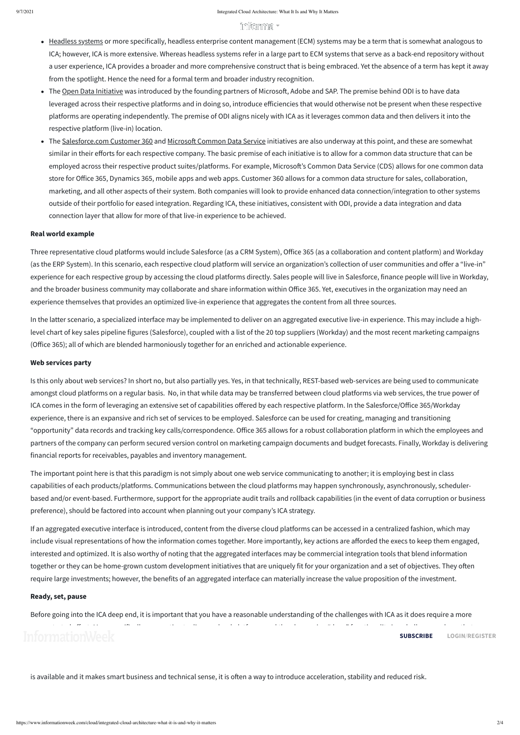- Headless systems or more specifically, headless enterprise content management (ECM) systems may be a term that is somewhat analogous to ICA; however, ICA is more extensive. Whereas headless systems refer in a large part to ECM systems that serve as a back-end repository without a user experience, ICA provides a broader and more comprehensive construct that is being embraced. Yet the absence of a term has kept it away from the spotlight. Hence the need for a formal term and broader industry recognition.
- The Open Data Initiative was introduced by the founding partners of Microsoft, Adobe and SAP. The premise behind ODI is to have data leveraged across their respective platforms and in doing so, introduce efficiencies that would otherwise not be present when these respective platforms are operating independently. The premise of ODI aligns nicely with ICA as it leverages common data and then delivers it into the respective platform (live-in) location.
- The Salesforce.com Customer 360 and Microsoft Common Data Service initiatives are also underway at this point, and these are somewhat similar in their efforts for each respective company. The basic premise of each initiative is to allow for a common data structure that can be employed across their respective product suites/platforms. For example, Microsoft's Common Data Service (CDS) allows for one common data store for Office 365, Dynamics 365, mobile apps and web apps. Customer 360 allows for a common data structure for sales, collaboration, marketing, and all other aspects of their system. Both companies will look to provide enhanced data connection/integration to other systems outside of their portfolio for eased integration. Regarding ICA, these initiatives, consistent with ODI, provide a data integration and data connection layer that allow for more of that live-in experience to be achieved.

**Real world example**

Three representative cloud platforms would include Salesforce (as a CRM System), Office 365 (as a collaboration and content platform) and Workday (as the ERP System). In this scenario, each respective cloud platform will service an organization's collection of user communities and offer a "live-in" experience for each respective group by accessing the cloud platforms directly. Sales people will live in Salesforce, finance people will live in Workday, and the broader business community may collaborate and share information within Office 365. Yet, executives in the organization may need an experience themselves that provides an optimized live-in experience that aggregates the content from all three sources.

In the latter scenario, a specialized interface may be implemented to deliver on an aggregated executive live-in experience. This may include a high-level chart of key sales pipeline figures (Salesforce), coupled with a list of the 20 top suppliers (Workday) and the most recent marketing campaigns (Office 365); all of which are blended harmoniously together for an enriched and actionable experience.

**Web services party**

Is this only about web services? In short no, but also partially yes. Yes, in that technically, REST-based web-services are being used to communicate amongst cloud platforms on a regular basis. No, in that while data may be transferred between cloud platforms via web services, the true power of ICA comes in the form of leveraging an extensive set of capabilities offered by each respective platform. In the Salesforce/Office 365/Workday experience, there is an expansive and rich set of services to be employed. Salesforce can be used for creating, managing and transitioning "opportunity" data records and tracking key calls/correspondence. Office 365 allows for a robust collaboration platform in which the employees and partners of the company can perform secured version control on marketing campaign documents and budget forecasts. Finally, Workday is delivering financial reports for receivables, payables and inventory management.

The important point here is that this paradigm is not simply about one web service communicating to another; it is employing best in class capabilities of each products/platforms. Communications between the cloud platforms may happen synchronously, asynchronously, scheduler-based and/or event-based. Furthermore, support for the appropriate audit trails and rollback capabilities (in the event of data corruption or business preference), should be factored into account when planning out your company's ICA strategy.

If an aggregated executive interface is introduced, content from the diverse cloud platforms can be accessed in a centralized fashion, which may include visual representations of how the information comes together. More importantly, key actions are afforded the execs to keep them engaged, interested and optimized. It is also worthy of noting that the aggregated interfaces may be commercial integration tools that blend information together or they can be home-grown custom development initiatives that are uniquely fit for your organization and a set of objectives. They often require large investments; however, the benefits of an aggregated interface can materially increase the value proposition of the investment.

**Ready, set, pause**

Before going into the ICA deep end, it is important that you have a reasonable understanding of the challenges with ICA as it does require a more

is available and it makes smart business and technical sense, it is often a way to introduce acceleration, stability and reduced risk.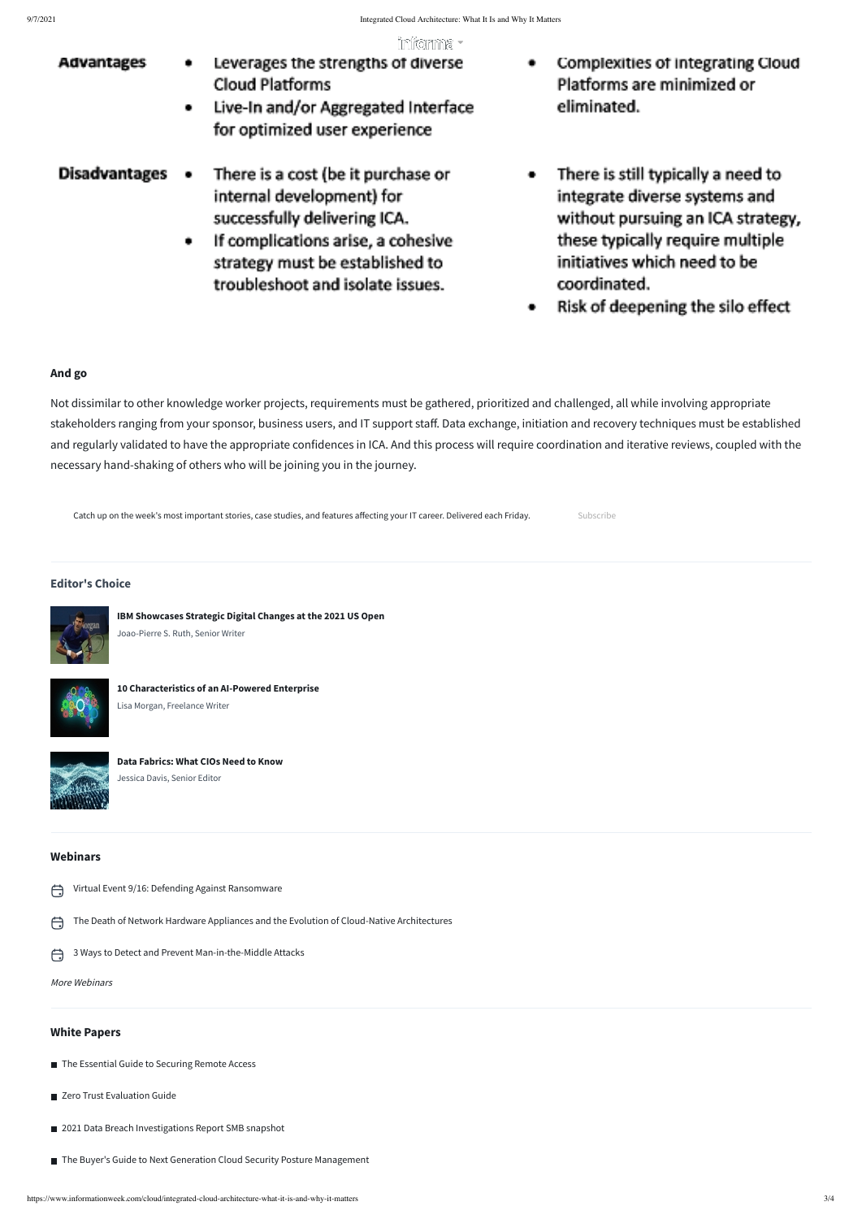| | | |
|---|---|---|
| **Advantages** | • Leverages the strengths of diverse Cloud Platforms<br>• Live-In and/or Aggregated Interface for optimized user experience | • Complexities of integrating Cloud Platforms are minimized or eliminated. |
| **Disadvantages** | • There is a cost (be it purchase or internal development) for successfully delivering ICA.<br>• If complications arise, a cohesive strategy must be established to troubleshoot and isolate issues. | • There is still typically a need to integrate diverse systems and without pursuing an ICA strategy, these typically require multiple initiatives which need to be coordinated.<br>• Risk of deepening the silo effect |

### And go

Not dissimilar to other knowledge worker projects, requirements must be gathered, prioritized and challenged, all while involving appropriate stakeholders ranging from your sponsor, business users, and IT support staff. Data exchange, initiation and recovery techniques must be established and regularly validated to have the appropriate confidences in ICA. And this process will require coordination and iterative reviews, coupled with the necessary hand-shaking of others who will be joining you in the journey.

Catch up on the week's most important stories, case studies, and features affecting your IT career. Delivered each Friday. Subscribe

### Editor's Choice

**IBM Showcases Strategic Digital Changes at the 2021 US Open**
Joao-Pierre S. Ruth, Senior Writer

**10 Characteristics of an AI-Powered Enterprise**
Lisa Morgan, Freelance Writer

**Data Fabrics: What CIOs Need to Know**
Jessica Davis, Senior Editor

### Webinars

- Virtual Event 9/16: Defending Against Ransomware
- The Death of Network Hardware Appliances and the Evolution of Cloud-Native Architectures
- 3 Ways to Detect and Prevent Man-in-the-Middle Attacks

*More Webinars*

### White Papers

- The Essential Guide to Securing Remote Access
- Zero Trust Evaluation Guide
- 2021 Data Breach Investigations Report SMB snapshot
- The Buyer's Guide to Next Generation Cloud Security Posture Management